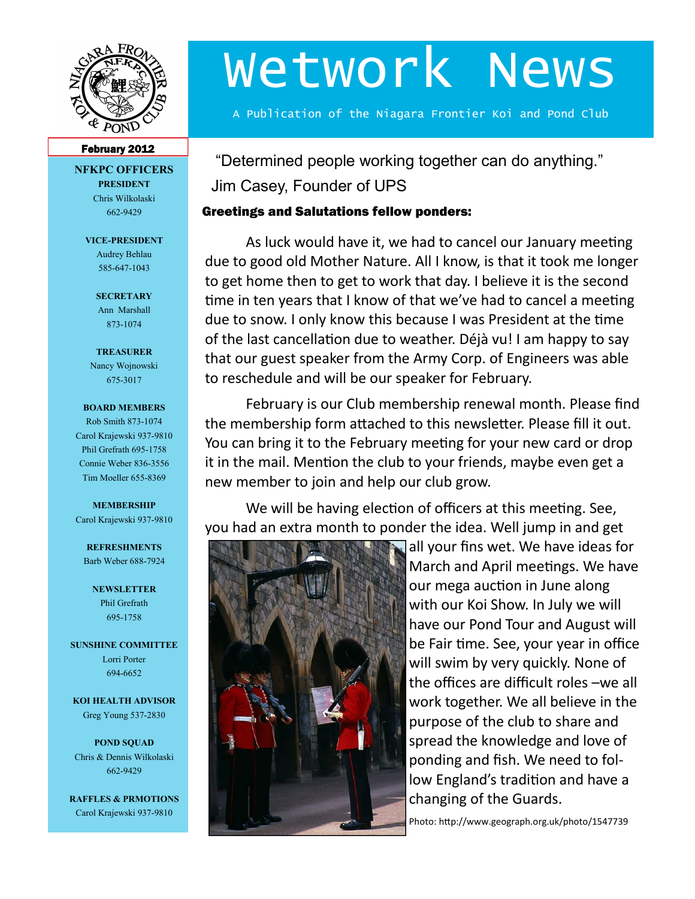# Wetwork News

A Publication of the Niagara Frontier Koi and Pond Club

February 2012

## NFKPC OFFICERS

**PRESIDENT**
Chris Wilkolaski
662-9429

**VICE-PRESIDENT**
Audrey Behlau
585-647-1043

**SECRETARY**
Ann Marshall
873-1074

**TREASURER**
Nancy Wojnowski
675-3017

**BOARD MEMBERS**
Rob Smith 873-1074
Carol Krajewski 937-9810
Phil Grefrath 695-1758
Connie Weber 836-3556
Tim Moeller 655-8369

**MEMBERSHIP**
Carol Krajewski 937-9810

**REFRESHMENTS**
Barb Weber 688-7924

**NEWSLETTER**
Phil Grefrath
695-1758

**SUNSHINE COMMITTEE**
Lorri Porter
694-6652

**KOI HEALTH ADVISOR**
Greg Young 537-2830

**POND SQUAD**
Chris & Dennis Wilkolaski
662-9429

**RAFFLES & PRMOTIONS**
Carol Krajewski 937-9810

"Determined people working together can do anything."
Jim Casey, Founder of UPS

**Greetings and Salutations fellow ponders:**

As luck would have it, we had to cancel our January meeting due to good old Mother Nature. All I know, is that it took me longer to get home then to get to work that day. I believe it is the second time in ten years that I know of that we've had to cancel a meeting due to snow. I only know this because I was President at the time of the last cancellation due to weather. Déjà vu! I am happy to say that our guest speaker from the Army Corp. of Engineers was able to reschedule and will be our speaker for February.

February is our Club membership renewal month. Please find the membership form attached to this newsletter. Please fill it out. You can bring it to the February meeting for your new card or drop it in the mail. Mention the club to your friends, maybe even get a new member to join and help our club grow.

We will be having election of officers at this meeting. See, you had an extra month to ponder the idea. Well jump in and get all your fins wet. We have ideas for March and April meetings. We have our mega auction in June along with our Koi Show. In July we will have our Pond Tour and August will be Fair time. See, your year in office will swim by very quickly. None of the offices are difficult roles –we all work together. We all believe in the purpose of the club to share and spread the knowledge and love of ponding and fish. We need to follow England's tradition and have a changing of the Guards.

Photo: http://www.geograph.org.uk/photo/1547739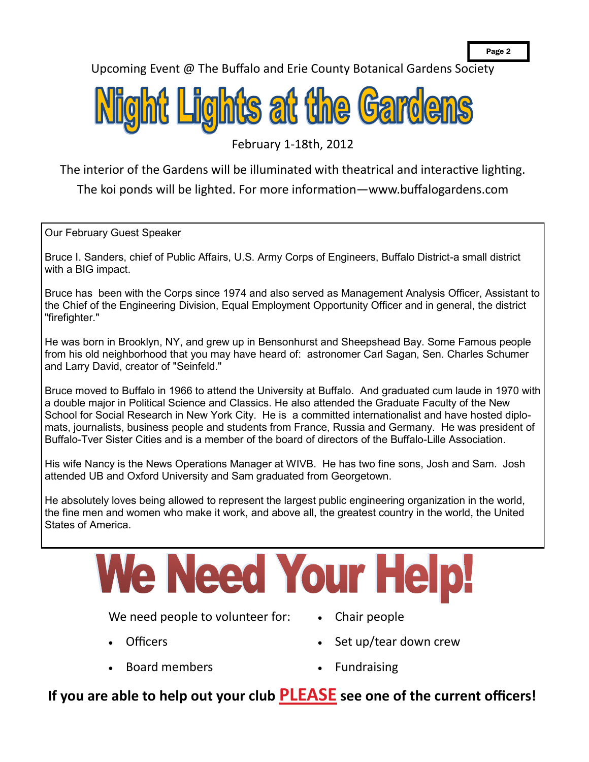Upcoming Event @ The Buffalo and Erie County Botanical Gardens Society

# Night Lights at the Gardens

February 1-18th, 2012

The interior of the Gardens will be illuminated with theatrical and interactive lighting.

The koi ponds will be lighted. For more information—www.buffalogardens.com

## Our February Guest Speaker

Bruce I. Sanders, chief of Public Affairs, U.S. Army Corps of Engineers, Buffalo District-a small district with a BIG impact.

Bruce has been with the Corps since 1974 and also served as Management Analysis Officer, Assistant to the Chief of the Engineering Division, Equal Employment Opportunity Officer and in general, the district "firefighter."

He was born in Brooklyn, NY, and grew up in Bensonhurst and Sheepshead Bay. Some Famous people from his old neighborhood that you may have heard of: astronomer Carl Sagan, Sen. Charles Schumer and Larry David, creator of "Seinfeld."

Bruce moved to Buffalo in 1966 to attend the University at Buffalo. And graduated cum laude in 1970 with a double major in Political Science and Classics. He also attended the Graduate Faculty of the New School for Social Research in New York City. He is a committed internationalist and have hosted diplomats, journalists, business people and students from France, Russia and Germany. He was president of Buffalo-Tver Sister Cities and is a member of the board of directors of the Buffalo-Lille Association.

His wife Nancy is the News Operations Manager at WIVB. He has two fine sons, Josh and Sam. Josh attended UB and Oxford University and Sam graduated from Georgetown.

He absolutely loves being allowed to represent the largest public engineering organization in the world, the fine men and women who make it work, and above all, the greatest country in the world, the United States of America.

# We Need Your Help!

We need people to volunteer for:

- Officers
- Board members
- Chair people
- Set up/tear down crew
- Fundraising

**If you are able to help out your club PLEASE see one of the current officers!**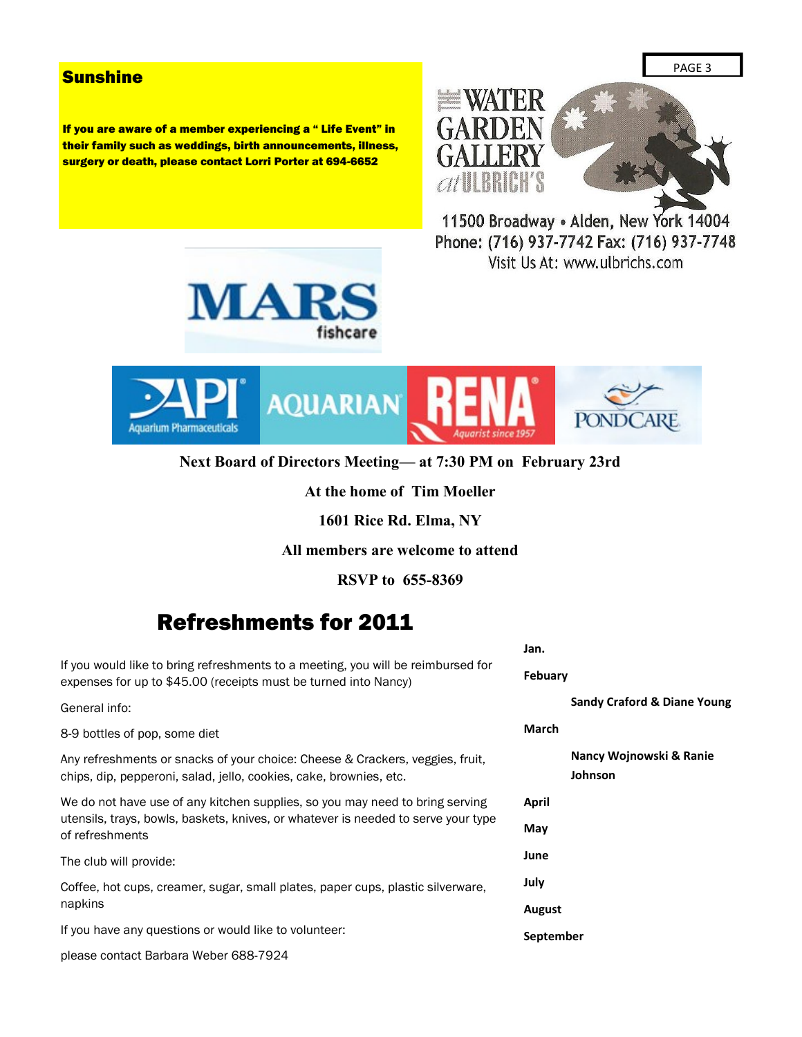## Sunshine

**If you are aware of a member experiencing a " Life Event" in their family such as weddings, birth announcements, illness, surgery or death, please contact Lorri Porter at 694-6652**

THE WATER GARDEN GALLERY at ULBRICH'S

11500 Broadway • Alden, New York 14004
Phone: (716) 937-7742 Fax: (716) 937-7748
Visit Us At: www.ulbrichs.com

MARS fishcare

API Aquarium Pharmaceuticals | AQUARIAN | RENA Aquarist since 1957 | PONDCARE

**Next Board of Directors Meeting— at 7:30 PM on February 23rd**

**At the home of Tim Moeller**

**1601 Rice Rd. Elma, NY**

**All members are welcome to attend**

**RSVP to 655-8369**

# Refreshments for 2011

If you would like to bring refreshments to a meeting, you will be reimbursed for expenses for up to $45.00 (receipts must be turned into Nancy)

General info:

8-9 bottles of pop, some diet

Any refreshments or snacks of your choice: Cheese & Crackers, veggies, fruit, chips, dip, pepperoni, salad, jello, cookies, cake, brownies, etc.

We do not have use of any kitchen supplies, so you may need to bring serving utensils, trays, bowls, baskets, knives, or whatever is needed to serve your type of refreshments

The club will provide:

Coffee, hot cups, creamer, sugar, small plates, paper cups, plastic silverware, napkins

If you have any questions or would like to volunteer:

please contact Barbara Weber 688-7924

**Jan.**

**Febuary**

**Sandy Craford & Diane Young**

**March**

**Nancy Wojnowski & Ranie Johnson**

**April**

**May**

**June**

**July**

**August**

**September**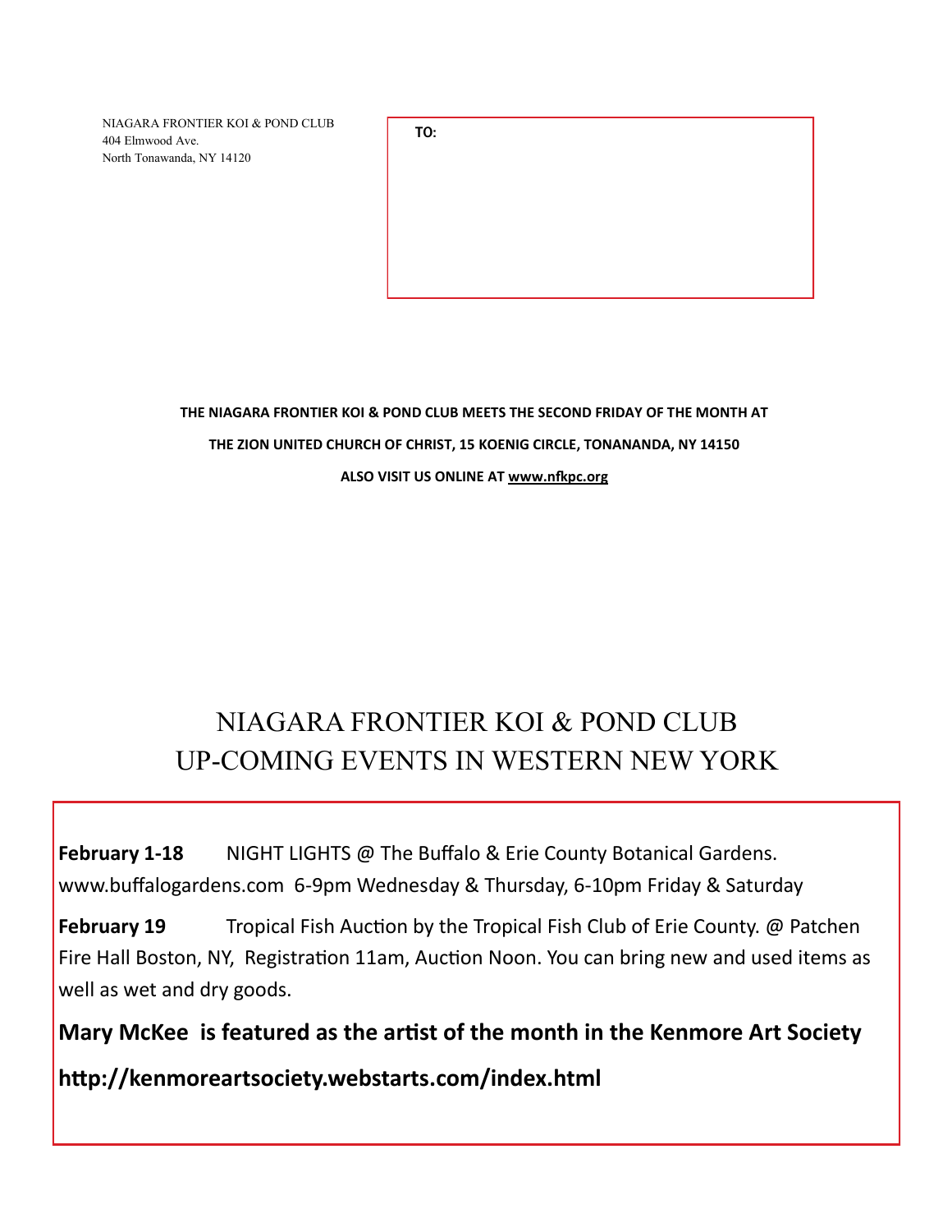NIAGARA FRONTIER KOI & POND CLUB
404 Elmwood Ave.
North Tonawanda, NY 14120

**TO:**

**THE NIAGARA FRONTIER KOI & POND CLUB MEETS THE SECOND FRIDAY OF THE MONTH AT**

**THE ZION UNITED CHURCH OF CHRIST, 15 KOENIG CIRCLE, TONANANDA, NY 14150**

**ALSO VISIT US ONLINE AT www.nfkpc.org**

# NIAGARA FRONTIER KOI & POND CLUB
# UP-COMING EVENTS IN WESTERN NEW YORK

**February 1-18** NIGHT LIGHTS @ The Buffalo & Erie County Botanical Gardens. www.buffalogardens.com 6-9pm Wednesday & Thursday, 6-10pm Friday & Saturday

**February 19** Tropical Fish Auction by the Tropical Fish Club of Erie County. @ Patchen Fire Hall Boston, NY, Registration 11am, Auction Noon. You can bring new and used items as well as wet and dry goods.

**Mary McKee is featured as the artist of the month in the Kenmore Art Society**

**http://kenmoreartsociety.webstarts.com/index.html**